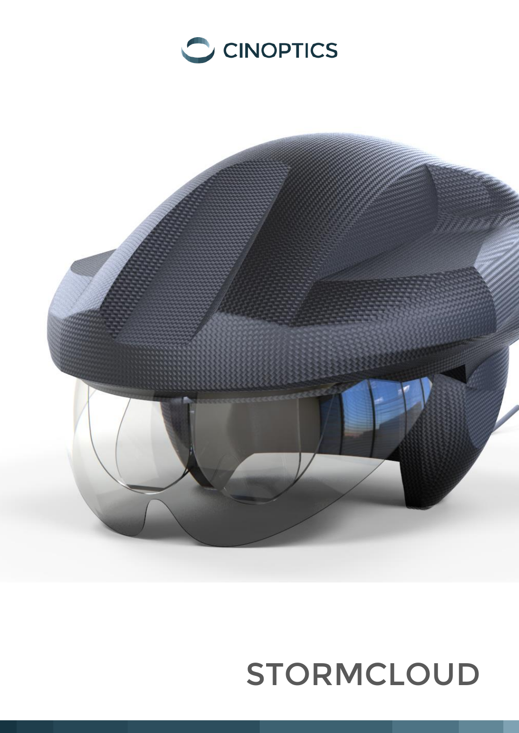CINOPTICS

# STORMCLOUD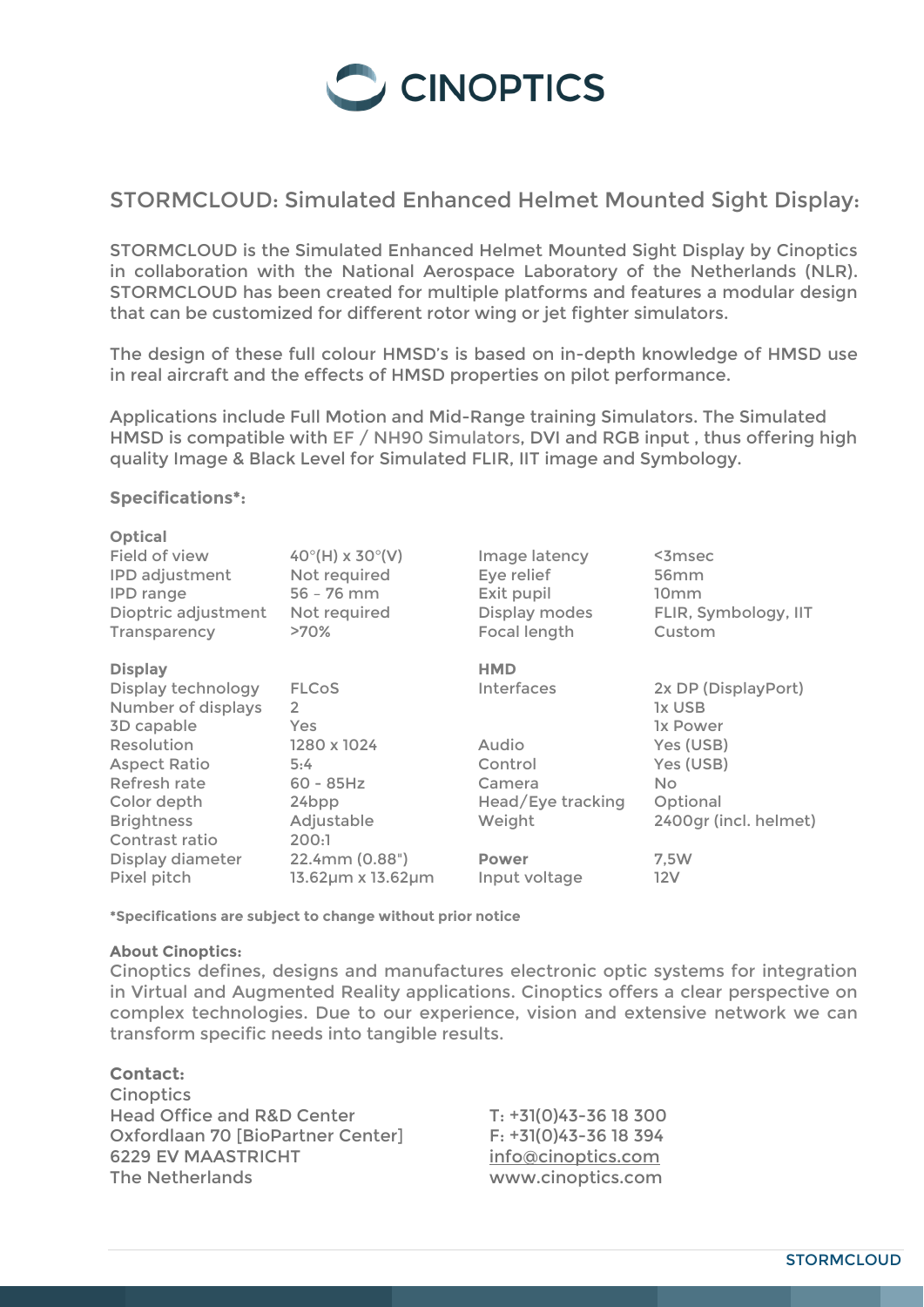CINOPTICS

## STORMCLOUD: Simulated Enhanced Helmet Mounted Sight Display:

STORMCLOUD is the Simulated Enhanced Helmet Mounted Sight Display by Cinoptics in collaboration with the National Aerospace Laboratory of the Netherlands (NLR). STORMCLOUD has been created for multiple platforms and features a modular design that can be customized for different rotor wing or jet fighter simulators.

The design of these full colour HMSD's is based on in-depth knowledge of HMSD use in real aircraft and the effects of HMSD properties on pilot performance.

Applications include Full Motion and Mid-Range training Simulators. The Simulated HMSD is compatible with EF / NH90 Simulators, DVI and RGB input , thus offering high quality Image & Black Level for Simulated FLIR, IIT image and Symbology.

**Specifications*:**

| | | | |
|---|---|---|---|
| **Optical** | | | |
| Field of view | 40°(H) x 30°(V) | Image latency | <3msec |
| IPD adjustment | Not required | Eye relief | 56mm |
| IPD range | 56 - 76 mm | Exit pupil | 10mm |
| Dioptric adjustment | Not required | Display modes | FLIR, Symbology, IIT |
| Transparency | >70% | Focal length | Custom |
| **Display** | | **HMD** | |
| Display technology | FLCoS | Interfaces | 2x DP (DisplayPort) |
| Number of displays | 2 | | 1x USB |
| 3D capable | Yes | | 1x Power |
| Resolution | 1280 x 1024 | Audio | Yes (USB) |
| Aspect Ratio | 5:4 | Control | Yes (USB) |
| Refresh rate | 60 - 85Hz | Camera | No |
| Color depth | 24bpp | Head/Eye tracking | Optional |
| Brightness | Adjustable | Weight | 2400gr (incl. helmet) |
| Contrast ratio | 200:1 | | |
| Display diameter | 22.4mm (0.88") | **Power** | 7,5W |
| Pixel pitch | 13.62µm x 13.62µm | Input voltage | 12V |

***Specifications are subject to change without prior notice**

**About Cinoptics:**

Cinoptics defines, designs and manufactures electronic optic systems for integration in Virtual and Augmented Reality applications. Cinoptics offers a clear perspective on complex technologies. Due to our experience, vision and extensive network we can transform specific needs into tangible results.

**Contact:**

Cinoptics
Head Office and R&D Center
Oxfordlaan 70 [BioPartner Center]
6229 EV MAASTRICHT
The Netherlands

T: +31(0)43-36 18 300
F: +31(0)43-36 18 394
info@cinoptics.com
www.cinoptics.com